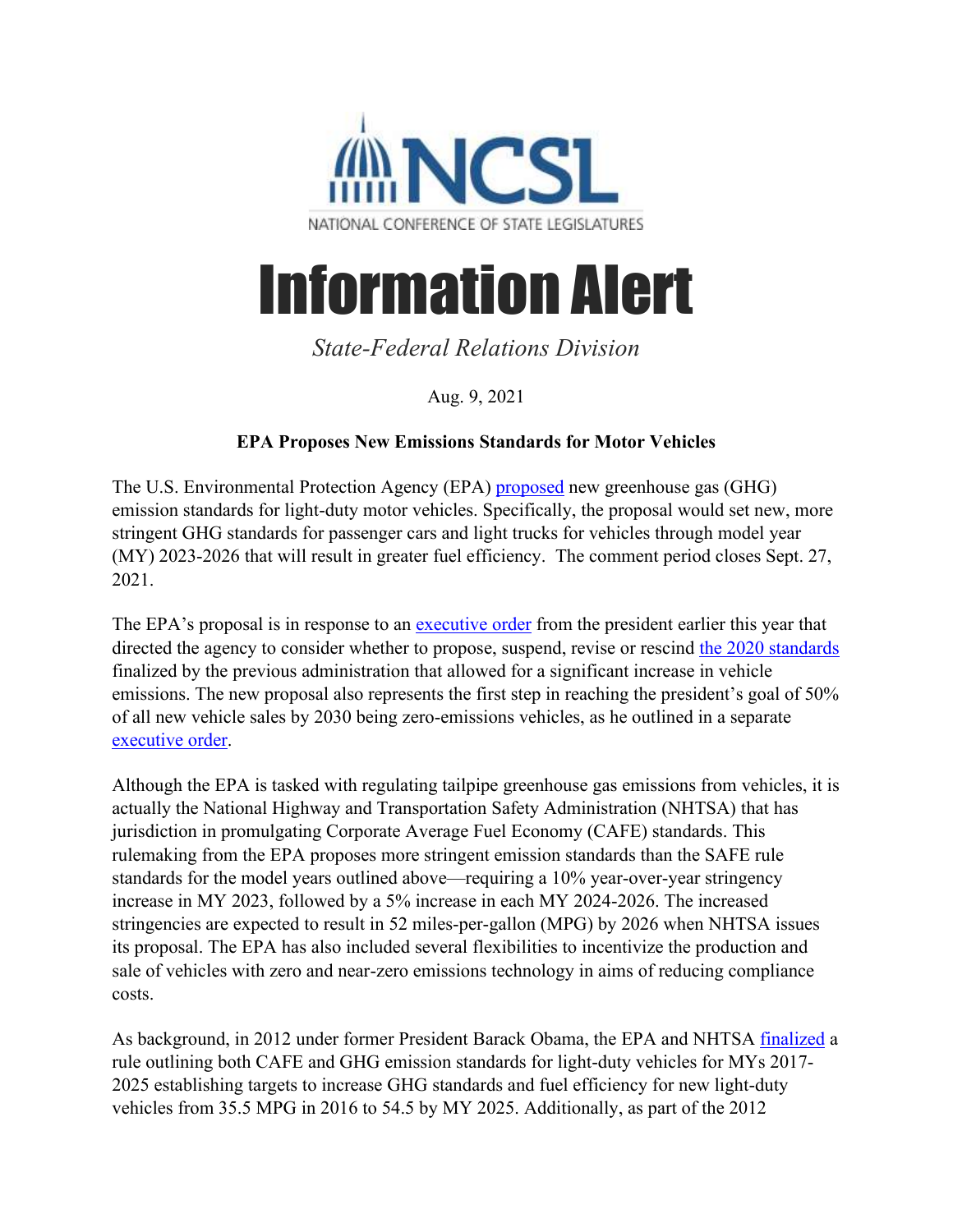NATIONAL CONFERENCE OF STATE LEGISLATURES

# Information Alert

*State-Federal Relations Division*

Aug. 9, 2021

**EPA Proposes New Emissions Standards for Motor Vehicles**

The U.S. Environmental Protection Agency (EPA) proposed new greenhouse gas (GHG) emission standards for light-duty motor vehicles. Specifically, the proposal would set new, more stringent GHG standards for passenger cars and light trucks for vehicles through model year (MY) 2023-2026 that will result in greater fuel efficiency. The comment period closes Sept. 27, 2021.

The EPA's proposal is in response to an executive order from the president earlier this year that directed the agency to consider whether to propose, suspend, revise or rescind the 2020 standards finalized by the previous administration that allowed for a significant increase in vehicle emissions. The new proposal also represents the first step in reaching the president's goal of 50% of all new vehicle sales by 2030 being zero-emissions vehicles, as he outlined in a separate executive order.

Although the EPA is tasked with regulating tailpipe greenhouse gas emissions from vehicles, it is actually the National Highway and Transportation Safety Administration (NHTSA) that has jurisdiction in promulgating Corporate Average Fuel Economy (CAFE) standards. This rulemaking from the EPA proposes more stringent emission standards than the SAFE rule standards for the model years outlined above—requiring a 10% year-over-year stringency increase in MY 2023, followed by a 5% increase in each MY 2024-2026. The increased stringencies are expected to result in 52 miles-per-gallon (MPG) by 2026 when NHTSA issues its proposal. The EPA has also included several flexibilities to incentivize the production and sale of vehicles with zero and near-zero emissions technology in aims of reducing compliance costs.

As background, in 2012 under former President Barack Obama, the EPA and NHTSA finalized a rule outlining both CAFE and GHG emission standards for light-duty vehicles for MYs 2017-2025 establishing targets to increase GHG standards and fuel efficiency for new light-duty vehicles from 35.5 MPG in 2016 to 54.5 by MY 2025. Additionally, as part of the 2012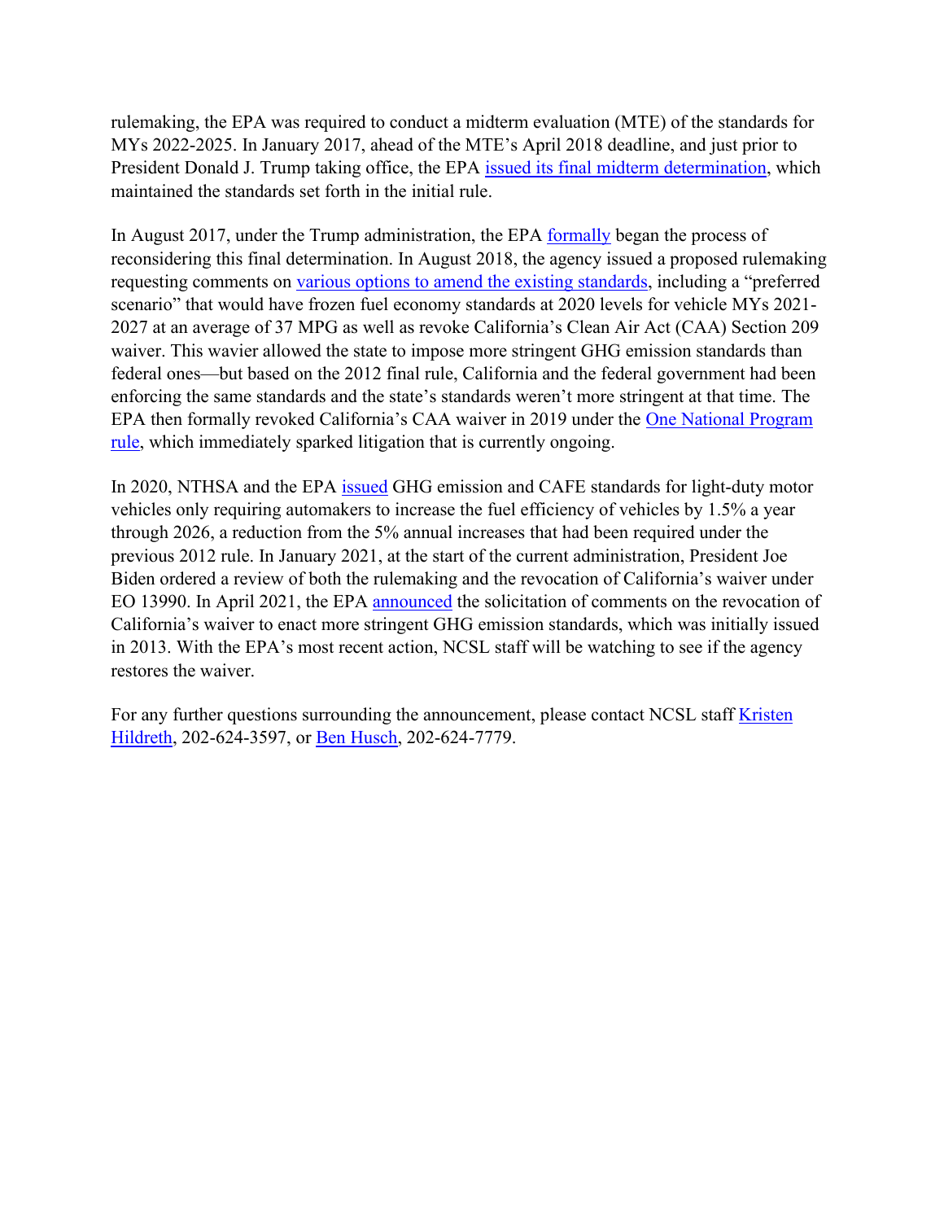rulemaking, the EPA was required to conduct a midterm evaluation (MTE) of the standards for MYs 2022-2025. In January 2017, ahead of the MTE's April 2018 deadline, and just prior to President Donald J. Trump taking office, the EPA issued its final midterm determination, which maintained the standards set forth in the initial rule.

In August 2017, under the Trump administration, the EPA formally began the process of reconsidering this final determination. In August 2018, the agency issued a proposed rulemaking requesting comments on various options to amend the existing standards, including a "preferred scenario" that would have frozen fuel economy standards at 2020 levels for vehicle MYs 2021-2027 at an average of 37 MPG as well as revoke California's Clean Air Act (CAA) Section 209 waiver. This wavier allowed the state to impose more stringent GHG emission standards than federal ones—but based on the 2012 final rule, California and the federal government had been enforcing the same standards and the state's standards weren't more stringent at that time. The EPA then formally revoked California's CAA waiver in 2019 under the One National Program rule, which immediately sparked litigation that is currently ongoing.

In 2020, NTHSA and the EPA issued GHG emission and CAFE standards for light-duty motor vehicles only requiring automakers to increase the fuel efficiency of vehicles by 1.5% a year through 2026, a reduction from the 5% annual increases that had been required under the previous 2012 rule. In January 2021, at the start of the current administration, President Joe Biden ordered a review of both the rulemaking and the revocation of California's waiver under EO 13990. In April 2021, the EPA announced the solicitation of comments on the revocation of California's waiver to enact more stringent GHG emission standards, which was initially issued in 2013. With the EPA's most recent action, NCSL staff will be watching to see if the agency restores the waiver.

For any further questions surrounding the announcement, please contact NCSL staff Kristen Hildreth, 202-624-3597, or Ben Husch, 202-624-7779.